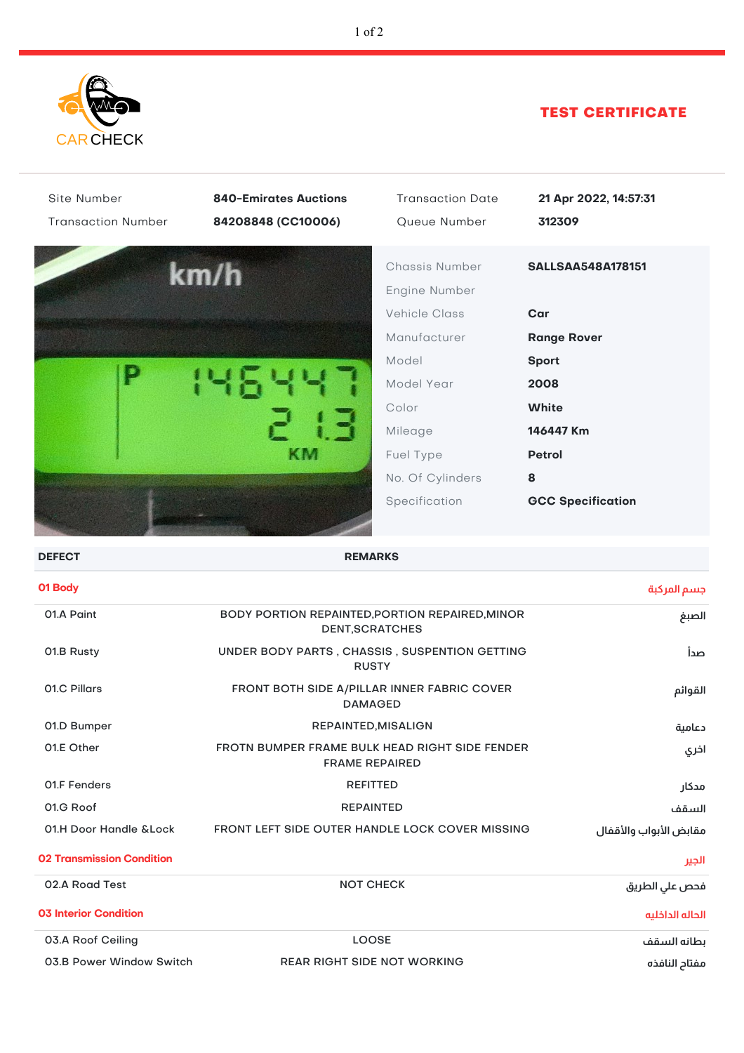CAR CHECK

# TEST CERTIFICATE

| | | | |
|---|---|---|---|
| Site Number | **840-Emirates Auctions** | Transaction Date | **21 Apr 2022, 14:57:31** |
| Transaction Number | **84208848 (CC10006)** | Queue Number | **312309** |

| | |
|---|---|
| Chassis Number | **SALLSAA548A178151** |
| Engine Number | |
| Vehicle Class | **Car** |
| Manufacturer | **Range Rover** |
| Model | **Sport** |
| Model Year | **2008** |
| Color | **White** |
| Mileage | **146447 Km** |
| Fuel Type | **Petrol** |
| No. Of Cylinders | **8** |
| Specification | **GCC Specification** |

| DEFECT | REMARKS | |
|---|---|---|
| **01 Body** | | **جسم المركبة** |
| 01.A Paint | BODY PORTION REPAINTED,PORTION REPAIRED,MINOR DENT,SCRATCHES | الصبغ |
| 01.B Rusty | UNDER BODY PARTS , CHASSIS , SUSPENTION GETTING RUSTY | صدأ |
| 01.C Pillars | FRONT BOTH SIDE A/PILLAR INNER FABRIC COVER DAMAGED | القوائم |
| 01.D Bumper | REPAINTED,MISALIGN | دعامية |
| 01.E Other | FROTN BUMPER FRAME BULK HEAD RIGHT SIDE FENDER FRAME REPAIRED | اخري |
| 01.F Fenders | REFITTED | مدكار |
| 01.G Roof | REPAINTED | السقف |
| 01.H Door Handle &Lock | FRONT LEFT SIDE OUTER HANDLE LOCK COVER MISSING | مقابض الأبواب والأقفال |
| **02 Transmission Condition** | | **الجير** |
| 02.A Road Test | NOT CHECK | فحص علي الطريق |
| **03 Interior Condition** | | **الحالة الداخلية** |
| 03.A Roof Ceiling | LOOSE | بطانه السقف |
| 03.B Power Window Switch | REAR RIGHT SIDE NOT WORKING | مفتاح النافذة |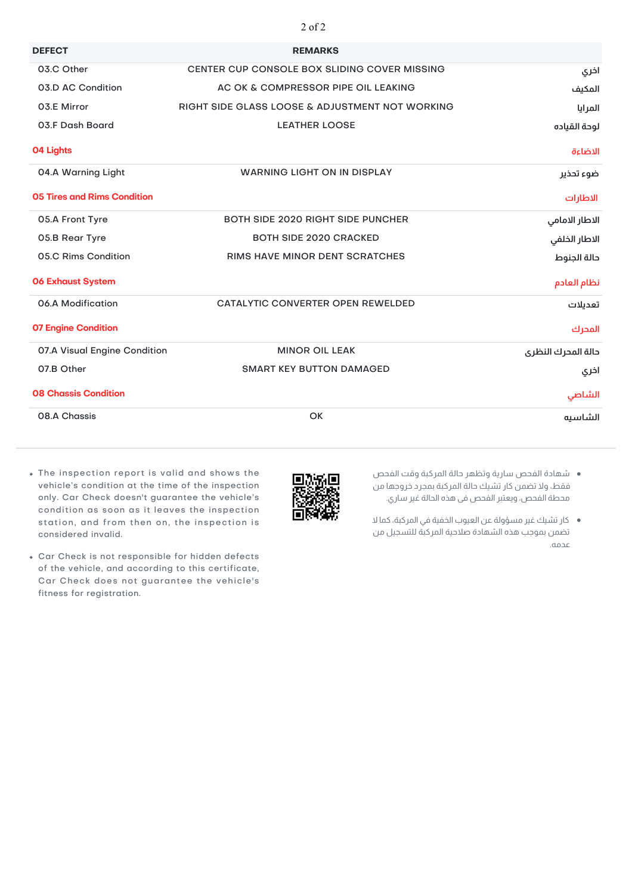| DEFECT | REMARKS | |
|---|---|---|
| 03.C Other | CENTER CUP CONSOLE BOX SLIDING COVER MISSING | اخري |
| 03.D AC Condition | AC OK & COMPRESSOR PIPE OIL LEAKING | المكيف |
| 03.E Mirror | RIGHT SIDE GLASS LOOSE & ADJUSTMENT NOT WORKING | المرايا |
| 03.F Dash Board | LEATHER LOOSE | لوحة القياده |
| **04 Lights** | | **الاضاءة** |
| 04.A Warning Light | WARNING LIGHT ON IN DISPLAY | ضوء تحذير |
| **05 Tires and Rims Condition** | | **الاطارات** |
| 05.A Front Tyre | BOTH SIDE 2020 RIGHT SIDE PUNCHER | الاطار الامامي |
| 05.B Rear Tyre | BOTH SIDE 2020 CRACKED | الاطار الخلفي |
| 05.C Rims Condition | RIMS HAVE MINOR DENT SCRATCHES | حالة الجنوط |
| **06 Exhaust System** | | **نظام العادم** |
| 06.A Modification | CATALYTIC CONVERTER OPEN REWELDED | تعديلات |
| **07 Engine Condition** | | **المحرك** |
| 07.A Visual Engine Condition | MINOR OIL LEAK | حالة المحرك النظرى |
| 07.B Other | SMART KEY BUTTON DAMAGED | اخري |
| **08 Chassis Condition** | | **الشاصي** |
| 08.A Chassis | OK | الشاسيه |

- The inspection report is valid and shows the vehicle's condition at the time of the inspection only. Car Check doesn't guarantee the vehicle's condition as soon as it leaves the inspection station, and from then on, the inspection is considered invalid.
- Car Check is not responsible for hidden defects of the vehicle, and according to this certificate, Car Check does not guarantee the vehicle's fitness for registration.

- شهادة الفحص سارية وتظهر حالة المركبة وقت الفحص فقط، ولا تضمن كار تشيك حالة المركبة بمجرد خروجها من محطة الفحص، ويعتبر الفحص في هذه الحالة غير ساري.
- كار تشيك غير مسؤولة عن العيوب الخفية في المركبة، كما لا تضمن بموجب هذه الشهادة صلاحية المركبة للتسجيل من عدمه.